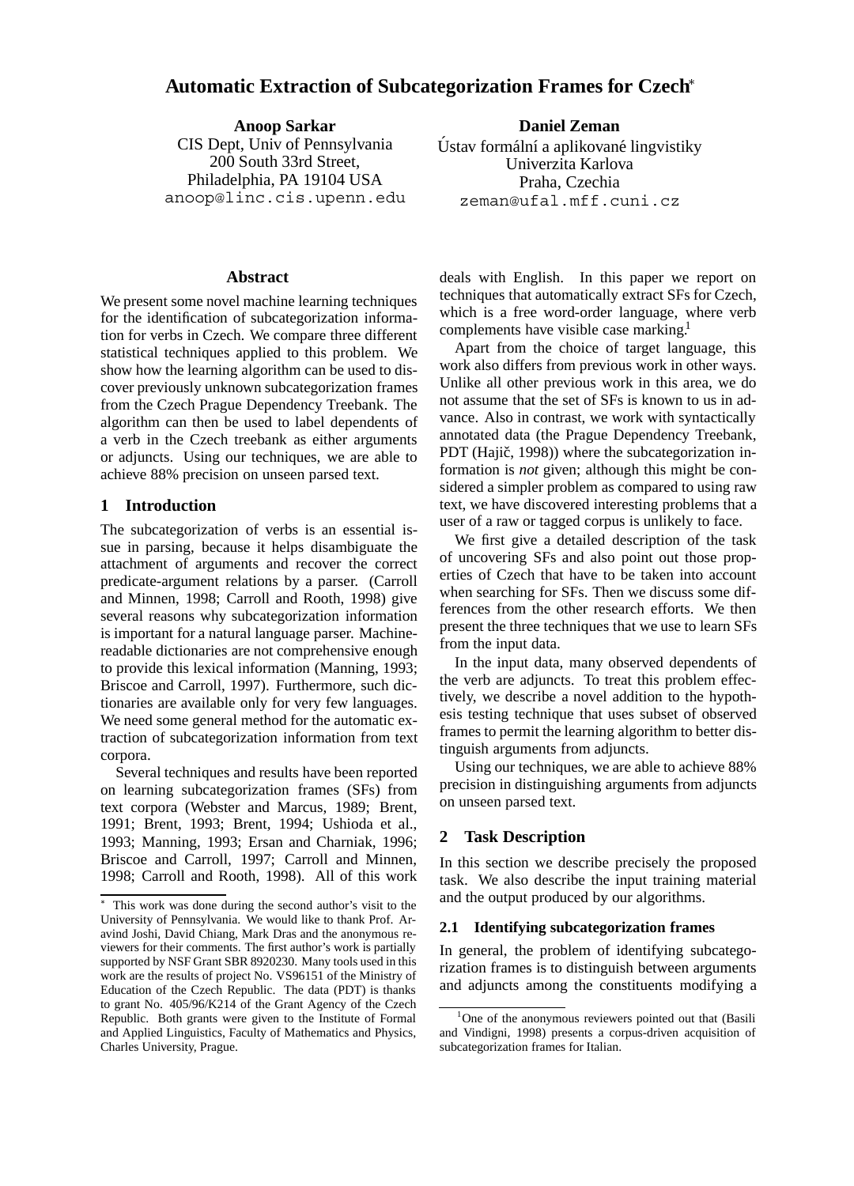# Automatic Extraction of Subcategorization Frames for Czech*

**Anoop Sarkar**
CIS Dept, Univ of Pennsylvania
200 South 33rd Street,
Philadelphia, PA 19104 USA
anoop@linc.cis.upenn.edu

**Daniel Zeman**
Ústav formální a aplikované lingvistiky
Univerzita Karlova
Praha, Czechia
zeman@ufal.mff.cuni.cz

## Abstract

We present some novel machine learning techniques for the identification of subcategorization information for verbs in Czech. We compare three different statistical techniques applied to this problem. We show how the learning algorithm can be used to discover previously unknown subcategorization frames from the Czech Prague Dependency Treebank. The algorithm can then be used to label dependents of a verb in the Czech treebank as either arguments or adjuncts. Using our techniques, we are able to achieve 88% precision on unseen parsed text.

## 1 Introduction

The subcategorization of verbs is an essential issue in parsing, because it helps disambiguate the attachment of arguments and recover the correct predicate-argument relations by a parser. (Carroll and Minnen, 1998; Carroll and Rooth, 1998) give several reasons why subcategorization information is important for a natural language parser. Machine-readable dictionaries are not comprehensive enough to provide this lexical information (Manning, 1993; Briscoe and Carroll, 1997). Furthermore, such dictionaries are available only for very few languages. We need some general method for the automatic extraction of subcategorization information from text corpora.

Several techniques and results have been reported on learning subcategorization frames (SFs) from text corpora (Webster and Marcus, 1989; Brent, 1991; Brent, 1993; Brent, 1994; Ushioda et al., 1993; Manning, 1993; Ersan and Charniak, 1996; Briscoe and Carroll, 1997; Carroll and Minnen, 1998; Carroll and Rooth, 1998). All of this work deals with English. In this paper we report on techniques that automatically extract SFs for Czech, which is a free word-order language, where verb complements have visible case marking.[1]

Apart from the choice of target language, this work also differs from previous work in other ways. Unlike all other previous work in this area, we do not assume that the set of SFs is known to us in advance. Also in contrast, we work with syntactically annotated data (the Prague Dependency Treebank, PDT (Hajič, 1998)) where the subcategorization information is *not* given; although this might be considered a simpler problem as compared to using raw text, we have discovered interesting problems that a user of a raw or tagged corpus is unlikely to face.

We first give a detailed description of the task of uncovering SFs and also point out those properties of Czech that have to be taken into account when searching for SFs. Then we discuss some differences from the other research efforts. We then present the three techniques that we use to learn SFs from the input data.

In the input data, many observed dependents of the verb are adjuncts. To treat this problem effectively, we describe a novel addition to the hypothesis testing technique that uses subset of observed frames to permit the learning algorithm to better distinguish arguments from adjuncts.

Using our techniques, we are able to achieve 88% precision in distinguishing arguments from adjuncts on unseen parsed text.

## 2 Task Description

In this section we describe precisely the proposed task. We also describe the input training material and the output produced by our algorithms.

### 2.1 Identifying subcategorization frames

In general, the problem of identifying subcategorization frames is to distinguish between arguments and adjuncts among the constituents modifying a

---

* This work was done during the second author's visit to the University of Pennsylvania. We would like to thank Prof. Aravind Joshi, David Chiang, Mark Dras and the anonymous reviewers for their comments. The first author's work is partially supported by NSF Grant SBR 8920230. Many tools used in this work are the results of project No. VS96151 of the Ministry of Education of the Czech Republic. The data (PDT) is thanks to grant No. 405/96/K214 of the Grant Agency of the Czech Republic. Both grants were given to the Institute of Formal and Applied Linguistics, Faculty of Mathematics and Physics, Charles University, Prague.

[1] One of the anonymous reviewers pointed out that (Basili and Vindigni, 1998) presents a corpus-driven acquisition of subcategorization frames for Italian.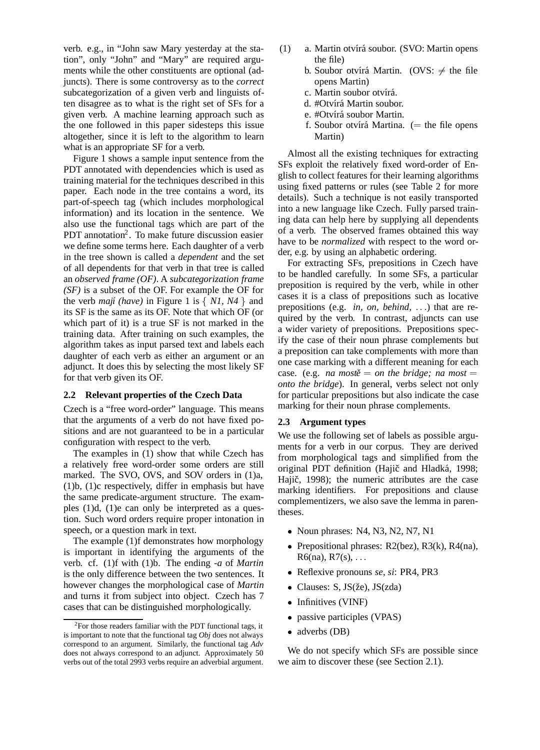verb. e.g., in "John saw Mary yesterday at the station", only "John" and "Mary" are required arguments while the other constituents are optional (adjuncts). There is some controversy as to the *correct* subcategorization of a given verb and linguists often disagree as to what is the right set of SFs for a given verb. A machine learning approach such as the one followed in this paper sidesteps this issue altogether, since it is left to the algorithm to learn what is an appropriate SF for a verb.

Figure 1 shows a sample input sentence from the PDT annotated with dependencies which is used as training material for the techniques described in this paper. Each node in the tree contains a word, its part-of-speech tag (which includes morphological information) and its location in the sentence. We also use the functional tags which are part of the PDT annotation[2]. To make future discussion easier we define some terms here. Each daughter of a verb in the tree shown is called a *dependent* and the set of all dependents for that verb in that tree is called an *observed frame (OF)*. A *subcategorization frame (SF)* is a subset of the OF. For example the OF for the verb *mají (have)* in Figure 1 is { *N1, N4* } and its SF is the same as its OF. Note that which OF (or which part of it) is a true SF is not marked in the training data. After training on such examples, the algorithm takes as input parsed text and labels each daughter of each verb as either an argument or an adjunct. It does this by selecting the most likely SF for that verb given its OF.

### 2.2 Relevant properties of the Czech Data

Czech is a "free word-order" language. This means that the arguments of a verb do not have fixed positions and are not guaranteed to be in a particular configuration with respect to the verb.

The examples in (1) show that while Czech has a relatively free word-order some orders are still marked. The SVO, OVS, and SOV orders in (1)a, (1)b, (1)c respectively, differ in emphasis but have the same predicate-argument structure. The examples (1)d, (1)e can only be interpreted as a question. Such word orders require proper intonation in speech, or a question mark in text.

The example (1)f demonstrates how morphology is important in identifying the arguments of the verb. cf. (1)f with (1)b. The ending *-a* of *Martin* is the only difference between the two sentences. It however changes the morphological case of *Martin* and turns it from subject into object. Czech has 7 cases that can be distinguished morphologically.

[2] For those readers familiar with the PDT functional tags, it is important to note that the functional tag *Obj* does not always correspond to an argument. Similarly, the functional tag *Adv* does not always correspond to an adjunct. Approximately 50 verbs out of the total 2993 verbs require an adverbial argument.

(1) a. Martin otvírá soubor. (SVO: Martin opens the file)
b. Soubor otvírá Martin. (OVS: $\neq$ the file opens Martin)
c. Martin soubor otvírá.
d. #Otvírá Martin soubor.
e. #Otvírá soubor Martin.
f. Soubor otvírá Martina. (= the file opens Martin)

Almost all the existing techniques for extracting SFs exploit the relatively fixed word-order of English to collect features for their learning algorithms using fixed patterns or rules (see Table 2 for more details). Such a technique is not easily transported into a new language like Czech. Fully parsed training data can help here by supplying all dependents of a verb. The observed frames obtained this way have to be *normalized* with respect to the word order, e.g. by using an alphabetic ordering.

For extracting SFs, prepositions in Czech have to be handled carefully. In some SFs, a particular preposition is required by the verb, while in other cases it is a class of prepositions such as locative prepositions (e.g. *in, on, behind, ...*) that are required by the verb. In contrast, adjuncts can use a wider variety of prepositions. Prepositions specify the case of their noun phrase complements but a preposition can take complements with more than one case marking with a different meaning for each case. (e.g. *na mostě = on the bridge; na most = onto the bridge*). In general, verbs select not only for particular prepositions but also indicate the case marking for their noun phrase complements.

### 2.3 Argument types

We use the following set of labels as possible arguments for a verb in our corpus. They are derived from morphological tags and simplified from the original PDT definition (Hajič and Hladká, 1998; Hajič, 1998); the numeric attributes are the case marking identifiers. For prepositions and clause complementizers, we also save the lemma in parentheses.

- Noun phrases: N4, N3, N2, N7, N1
- Prepositional phrases: R2(bez), R3(k), R4(na), R6(na), R7(s), ...
- Reflexive pronouns *se*, *si*: PR4, PR3
- Clauses: S, JS(že), JS(zda)
- Infinitives (VINF)
- passive participles (VPAS)
- adverbs (DB)

We do not specify which SFs are possible since we aim to discover these (see Section 2.1).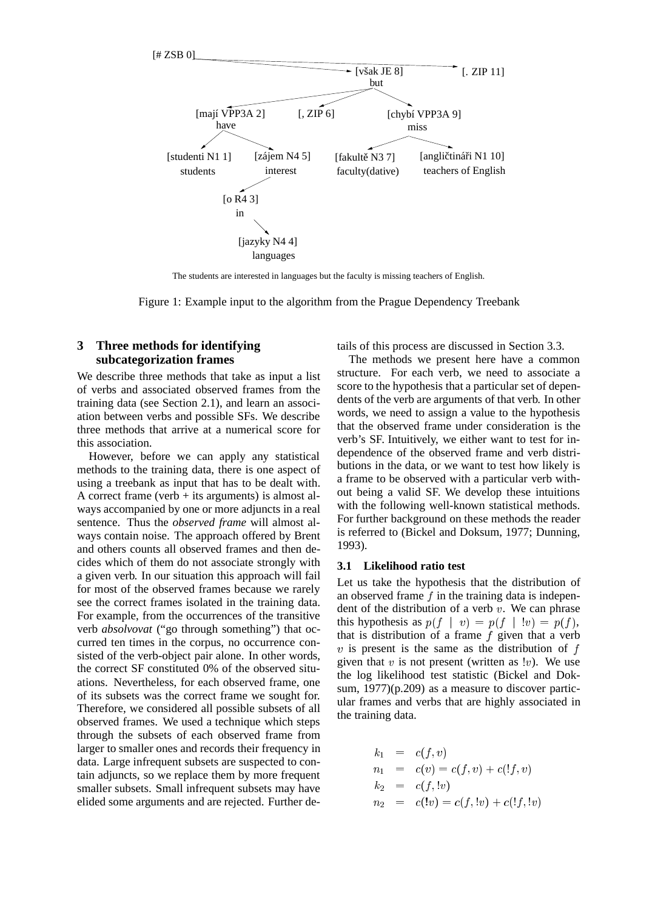[# ZSB 0]

[však JE 8] but

[. ZIP 11]

[mají VPP3A 2] have

[, ZIP 6]

[chybí VPP3A 9] miss

[studenti N1 1] students

[zájem N4 5] interest

[fakultě N3 7] faculty(dative)

[angličtináři N1 10] teachers of English

[o R4 3] in

[jazyky N4 4] languages

The students are interested in languages but the faculty is missing teachers of English.

Figure 1: Example input to the algorithm from the Prague Dependency Treebank

## 3 Three methods for identifying subcategorization frames

We describe three methods that take as input a list of verbs and associated observed frames from the training data (see Section 2.1), and learn an association between verbs and possible SFs. We describe three methods that arrive at a numerical score for this association.

However, before we can apply any statistical methods to the training data, there is one aspect of using a treebank as input that has to be dealt with. A correct frame (verb + its arguments) is almost always accompanied by one or more adjuncts in a real sentence. Thus the *observed frame* will almost always contain noise. The approach offered by Brent and others counts all observed frames and then decides which of them do not associate strongly with a given verb. In our situation this approach will fail for most of the observed frames because we rarely see the correct frames isolated in the training data. For example, from the occurrences of the transitive verb *absolvovat* ("go through something") that occurred ten times in the corpus, no occurrence consisted of the verb-object pair alone. In other words, the correct SF constituted 0% of the observed situations. Nevertheless, for each observed frame, one of its subsets was the correct frame we sought for. Therefore, we considered all possible subsets of all observed frames. We used a technique which steps through the subsets of each observed frame from larger to smaller ones and records their frequency in data. Large infrequent subsets are suspected to contain adjuncts, so we replace them by more frequent smaller subsets. Small infrequent subsets may have elided some arguments and are rejected. Further details of this process are discussed in Section 3.3.

The methods we present here have a common structure. For each verb, we need to associate a score to the hypothesis that a particular set of dependents of the verb are arguments of that verb. In other words, we need to assign a value to the hypothesis that the observed frame under consideration is the verb's SF. Intuitively, we either want to test for independence of the observed frame and verb distributions in the data, or we want to test how likely is a frame to be observed with a particular verb without being a valid SF. We develop these intuitions with the following well-known statistical methods. For further background on these methods the reader is referred to (Bickel and Doksum, 1977; Dunning, 1993).

### 3.1 Likelihood ratio test

Let us take the hypothesis that the distribution of an observed frame $f$ in the training data is independent of the distribution of a verb $v$. We can phrase this hypothesis as $p(f \mid v) = p(f \mid !v) = p(f)$, that is distribution of a frame $f$ given that a verb $v$ is present is the same as the distribution of $f$ given that $v$ is not present (written as $!v$). We use the log likelihood test statistic (Bickel and Doksum, 1977)(p.209) as a measure to discover particular frames and verbs that are highly associated in the training data.

$$
\begin{aligned}
k_1 &= c(f, v) \\
n_1 &= c(v) = c(f, v) + c(!f, v) \\
k_2 &= c(f, !v) \\
n_2 &= c(!v) = c(f, !v) + c(!f, !v)
\end{aligned}
$$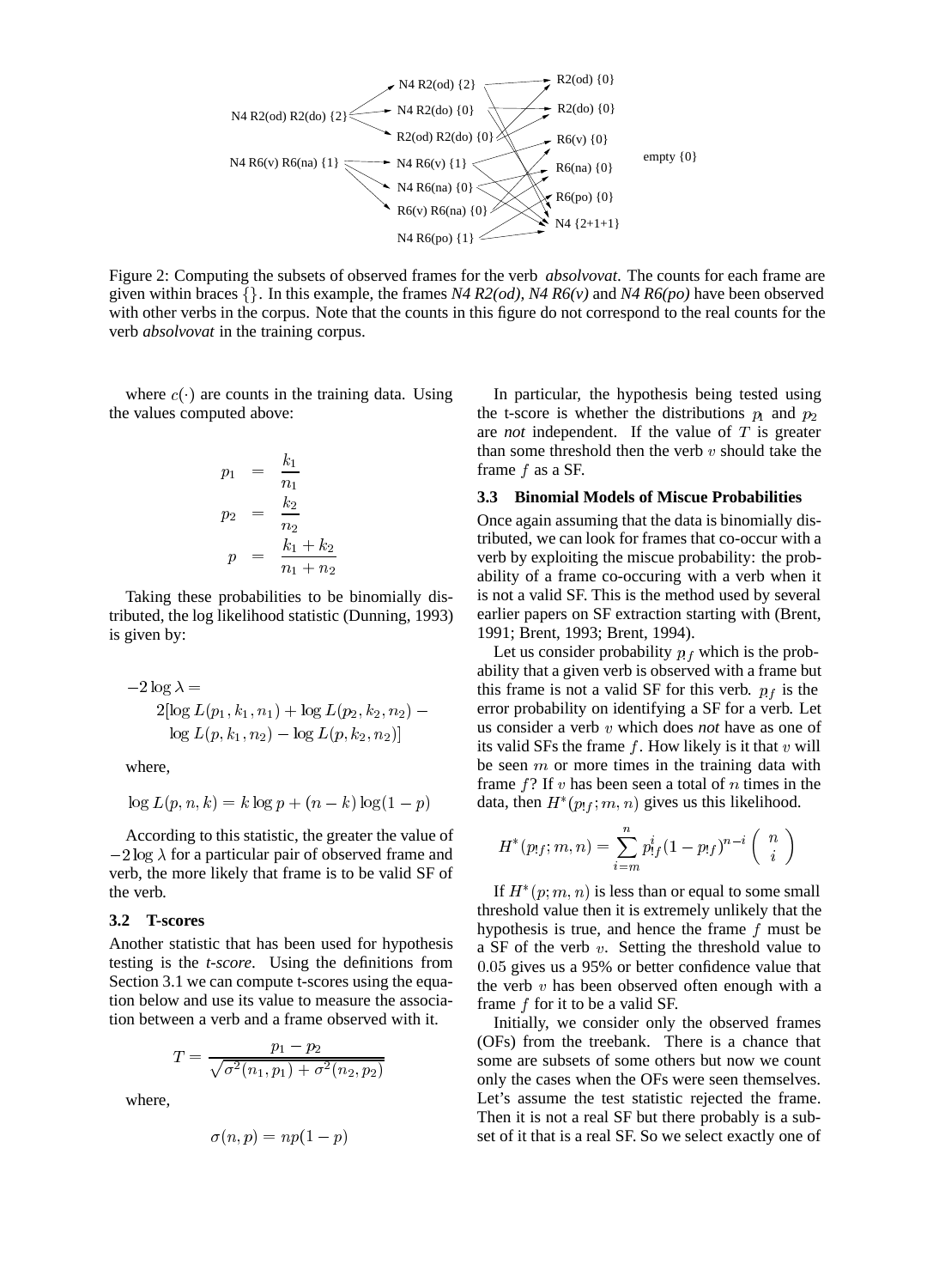Figure 2: Computing the subsets of observed frames for the verb *absolvovat*. The counts for each frame are given within braces $\{\}$. In this example, the frames *N4 R2(od), N4 R6(v)* and *N4 R6(po)* have been observed with other verbs in the corpus. Note that the counts in this figure do not correspond to the real counts for the verb *absolvovat* in the training corpus.

where $c(\cdot)$ are counts in the training data. Using the values computed above:

$$
\begin{aligned}
p_1 &= \frac{k_1}{n_1} \\
p_2 &= \frac{k_2}{n_2} \\
p &= \frac{k_1 + k_2}{n_1 + n_2}
\end{aligned}
$$

Taking these probabilities to be binomially distributed, the log likelihood statistic (Dunning, 1993) is given by:

$$
\begin{aligned}
-2 \log \lambda = \\
& 2[\log L(p_1, k_1, n_1) + \log L(p_2, k_2, n_2) - \\
& \log L(p, k_1, n_2) - \log L(p, k_2, n_2)]
\end{aligned}
$$

where,

$$\log L(p, n, k) = k \log p + (n - k) \log(1 - p)$$

According to this statistic, the greater the value of $-2 \log \lambda$ for a particular pair of observed frame and verb, the more likely that frame is to be valid SF of the verb.

### 3.2 T-scores

Another statistic that has been used for hypothesis testing is the *t-score*. Using the definitions from Section 3.1 we can compute t-scores using the equation below and use its value to measure the association between a verb and a frame observed with it.

$$T = \frac{p_1 - p_2}{\sqrt{\sigma^2(n_1, p_1) + \sigma^2(n_2, p_2)}}$$

where,

$$\sigma(n, p) = np(1 - p)$$

In particular, the hypothesis being tested using the t-score is whether the distributions $p_1$ and $p_2$ are *not* independent. If the value of $T$ is greater than some threshold then the verb $v$ should take the frame $f$ as a SF.

### 3.3 Binomial Models of Miscue Probabilities

Once again assuming that the data is binomially distributed, we can look for frames that co-occur with a verb by exploiting the miscue probability: the probability of a frame co-occuring with a verb when it is not a valid SF. This is the method used by several earlier papers on SF extraction starting with (Brent, 1991; Brent, 1993; Brent, 1994).

Let us consider probability $p_{!f}$ which is the probability that a given verb is observed with a frame but this frame is not a valid SF for this verb. $p_{!f}$ is the error probability on identifying a SF for a verb. Let us consider a verb $v$ which does *not* have as one of its valid SFs the frame $f$. How likely is it that $v$ will be seen $m$ or more times in the training data with frame $f$? If $v$ has been seen a total of $n$ times in the data, then $H^*(p_{!f}; m, n)$ gives us this likelihood.

$$H^*(p_{!f}; m, n) = \sum_{i=m}^{n} p_{!f}^{i} (1 - p_{!f})^{n-i} \binom{n}{i}$$

If $H^*(p; m, n)$ is less than or equal to some small threshold value then it is extremely unlikely that the hypothesis is true, and hence the frame $f$ must be a SF of the verb $v$. Setting the threshold value to $0.05$ gives us a 95% or better confidence value that the verb $v$ has been observed often enough with a frame $f$ for it to be a valid SF.

Initially, we consider only the observed frames (OFs) from the treebank. There is a chance that some are subsets of some others but now we count only the cases when the OFs were seen themselves. Let's assume the test statistic rejected the frame. Then it is not a real SF but there probably is a subset of it that is a real SF. So we select exactly one of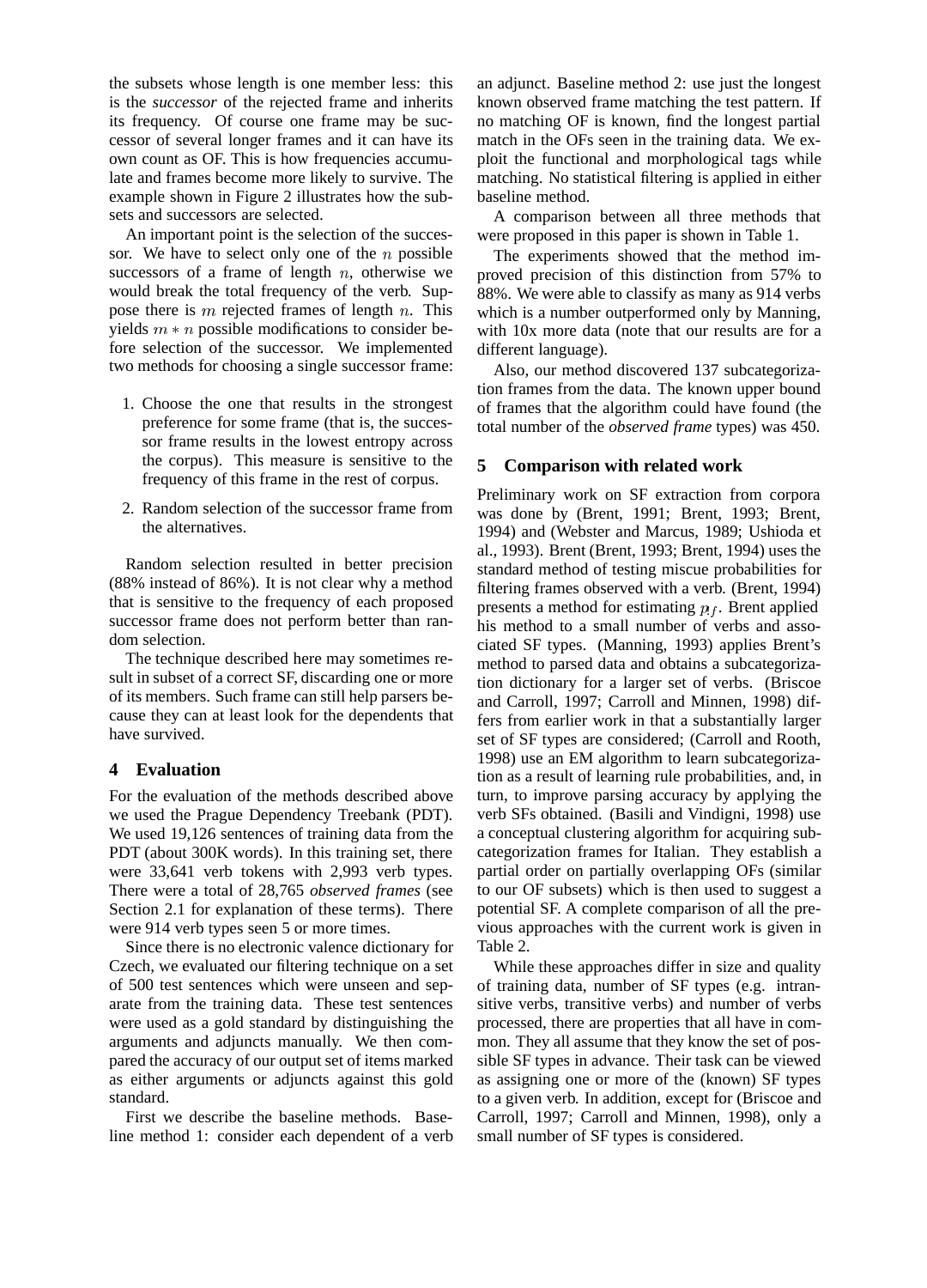the subsets whose length is one member less: this is the *successor* of the rejected frame and inherits its frequency. Of course one frame may be successor of several longer frames and it can have its own count as OF. This is how frequencies accumulate and frames become more likely to survive. The example shown in Figure 2 illustrates how the subsets and successors are selected.

An important point is the selection of the successor. We have to select only one of the $n$ possible successors of a frame of length $n$, otherwise we would break the total frequency of the verb. Suppose there is $m$ rejected frames of length $n$. This yields $m * n$ possible modifications to consider before selection of the successor. We implemented two methods for choosing a single successor frame:

1. Choose the one that results in the strongest preference for some frame (that is, the successor frame results in the lowest entropy across the corpus). This measure is sensitive to the frequency of this frame in the rest of corpus.
2. Random selection of the successor frame from the alternatives.

Random selection resulted in better precision (88% instead of 86%). It is not clear why a method that is sensitive to the frequency of each proposed successor frame does not perform better than random selection.

The technique described here may sometimes result in subset of a correct SF, discarding one or more of its members. Such frame can still help parsers because they can at least look for the dependents that have survived.

## 4 Evaluation

For the evaluation of the methods described above we used the Prague Dependency Treebank (PDT). We used 19,126 sentences of training data from the PDT (about 300K words). In this training set, there were 33,641 verb tokens with 2,993 verb types. There were a total of 28,765 *observed frames* (see Section 2.1 for explanation of these terms). There were 914 verb types seen 5 or more times.

Since there is no electronic valence dictionary for Czech, we evaluated our filtering technique on a set of 500 test sentences which were unseen and separate from the training data. These test sentences were used as a gold standard by distinguishing the arguments and adjuncts manually. We then compared the accuracy of our output set of items marked as either arguments or adjuncts against this gold standard.

First we describe the baseline methods. Baseline method 1: consider each dependent of a verb an adjunct. Baseline method 2: use just the longest known observed frame matching the test pattern. If no matching OF is known, find the longest partial match in the OFs seen in the training data. We exploit the functional and morphological tags while matching. No statistical filtering is applied in either baseline method.

A comparison between all three methods that were proposed in this paper is shown in Table 1.

The experiments showed that the method improved precision of this distinction from 57% to 88%. We were able to classify as many as 914 verbs which is a number outperformed only by Manning, with 10x more data (note that our results are for a different language).

Also, our method discovered 137 subcategorization frames from the data. The known upper bound of frames that the algorithm could have found (the total number of the *observed frame* types) was 450.

## 5 Comparison with related work

Preliminary work on SF extraction from corpora was done by (Brent, 1991; Brent, 1993; Brent, 1994) and (Webster and Marcus, 1989; Ushioda et al., 1993). Brent (Brent, 1993; Brent, 1994) uses the standard method of testing miscue probabilities for filtering frames observed with a verb. (Brent, 1994) presents a method for estimating $p_f$. Brent applied his method to a small number of verbs and associated SF types. (Manning, 1993) applies Brent's method to parsed data and obtains a subcategorization dictionary for a larger set of verbs. (Briscoe and Carroll, 1997; Carroll and Minnen, 1998) differs from earlier work in that a substantially larger set of SF types are considered; (Carroll and Rooth, 1998) use an EM algorithm to learn subcategorization as a result of learning rule probabilities, and, in turn, to improve parsing accuracy by applying the verb SFs obtained. (Basili and Vindigni, 1998) use a conceptual clustering algorithm for acquiring subcategorization frames for Italian. They establish a partial order on partially overlapping OFs (similar to our OF subsets) which is then used to suggest a potential SF. A complete comparison of all the previous approaches with the current work is given in Table 2.

While these approaches differ in size and quality of training data, number of SF types (e.g. intransitive verbs, transitive verbs) and number of verbs processed, there are properties that all have in common. They all assume that they know the set of possible SF types in advance. Their task can be viewed as assigning one or more of the (known) SF types to a given verb. In addition, except for (Briscoe and Carroll, 1997; Carroll and Minnen, 1998), only a small number of SF types is considered.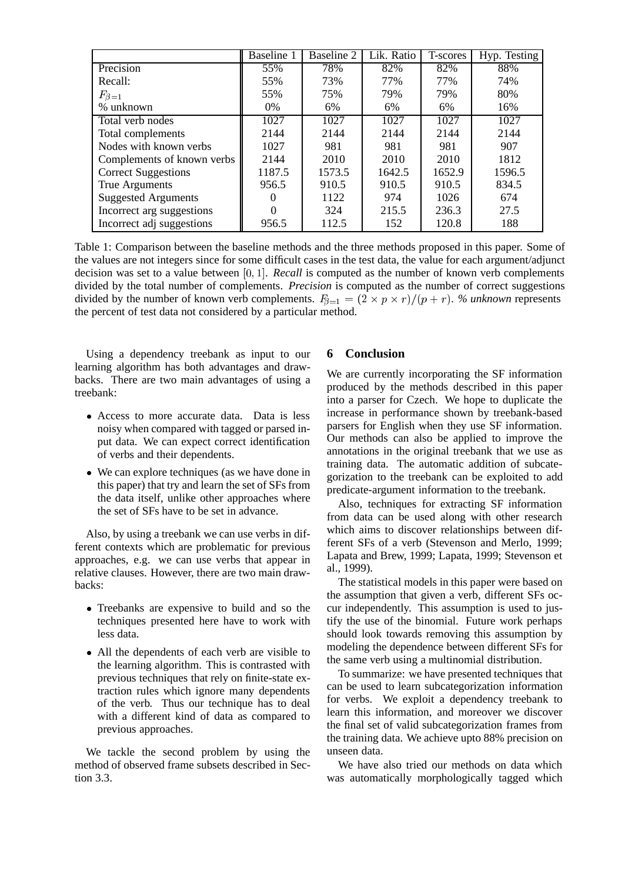|  | Baseline 1 | Baseline 2 | Lik. Ratio | T-scores | Hyp. Testing |
|---|---|---|---|---|---|
| Precision | 55% | 78% | 82% | 82% | 88% |
| Recall: | 55% | 73% | 77% | 77% | 74% |
| $F_{\beta=1}$ | 55% | 75% | 79% | 79% | 80% |
| % unknown | 0% | 6% | 6% | 6% | 16% |
| Total verb nodes | 1027 | 1027 | 1027 | 1027 | 1027 |
| Total complements | 2144 | 2144 | 2144 | 2144 | 2144 |
| Nodes with known verbs | 1027 | 981 | 981 | 981 | 907 |
| Complements of known verbs | 2144 | 2010 | 2010 | 2010 | 1812 |
| Correct Suggestions | 1187.5 | 1573.5 | 1642.5 | 1652.9 | 1596.5 |
| True Arguments | 956.5 | 910.5 | 910.5 | 910.5 | 834.5 |
| Suggested Arguments | 0 | 1122 | 974 | 1026 | 674 |
| Incorrect arg suggestions | 0 | 324 | 215.5 | 236.3 | 27.5 |
| Incorrect adj suggestions | 956.5 | 112.5 | 152 | 120.8 | 188 |

Table 1: Comparison between the baseline methods and the three methods proposed in this paper. Some of the values are not integers since for some difficult cases in the test data, the value for each argument/adjunct decision was set to a value between $[0, 1]$. *Recall* is computed as the number of known verb complements divided by the total number of complements. *Precision* is computed as the number of correct suggestions divided by the number of known verb complements. $F_{\beta=1} = (2 \times p \times r)/(p + r)$. *% unknown* represents the percent of test data not considered by a particular method.

Using a dependency treebank as input to our learning algorithm has both advantages and drawbacks. There are two main advantages of using a treebank:

- Access to more accurate data. Data is less noisy when compared with tagged or parsed input data. We can expect correct identification of verbs and their dependents.
- We can explore techniques (as we have done in this paper) that try and learn the set of SFs from the data itself, unlike other approaches where the set of SFs have to be set in advance.

Also, by using a treebank we can use verbs in different contexts which are problematic for previous approaches, e.g. we can use verbs that appear in relative clauses. However, there are two main drawbacks:

- Treebanks are expensive to build and so the techniques presented here have to work with less data.
- All the dependents of each verb are visible to the learning algorithm. This is contrasted with previous techniques that rely on finite-state extraction rules which ignore many dependents of the verb. Thus our technique has to deal with a different kind of data as compared to previous approaches.

We tackle the second problem by using the method of observed frame subsets described in Section 3.3.

## 6 Conclusion

We are currently incorporating the SF information produced by the methods described in this paper into a parser for Czech. We hope to duplicate the increase in performance shown by treebank-based parsers for English when they use SF information. Our methods can also be applied to improve the annotations in the original treebank that we use as training data. The automatic addition of subcategorization to the treebank can be exploited to add predicate-argument information to the treebank.

Also, techniques for extracting SF information from data can be used along with other research which aims to discover relationships between different SFs of a verb (Stevenson and Merlo, 1999; Lapata and Brew, 1999; Lapata, 1999; Stevenson et al., 1999).

The statistical models in this paper were based on the assumption that given a verb, different SFs occur independently. This assumption is used to justify the use of the binomial. Future work perhaps should look towards removing this assumption by modeling the dependence between different SFs for the same verb using a multinomial distribution.

To summarize: we have presented techniques that can be used to learn subcategorization information for verbs. We exploit a dependency treebank to learn this information, and moreover we discover the final set of valid subcategorization frames from the training data. We achieve upto 88% precision on unseen data.

We have also tried our methods on data which was automatically morphologically tagged which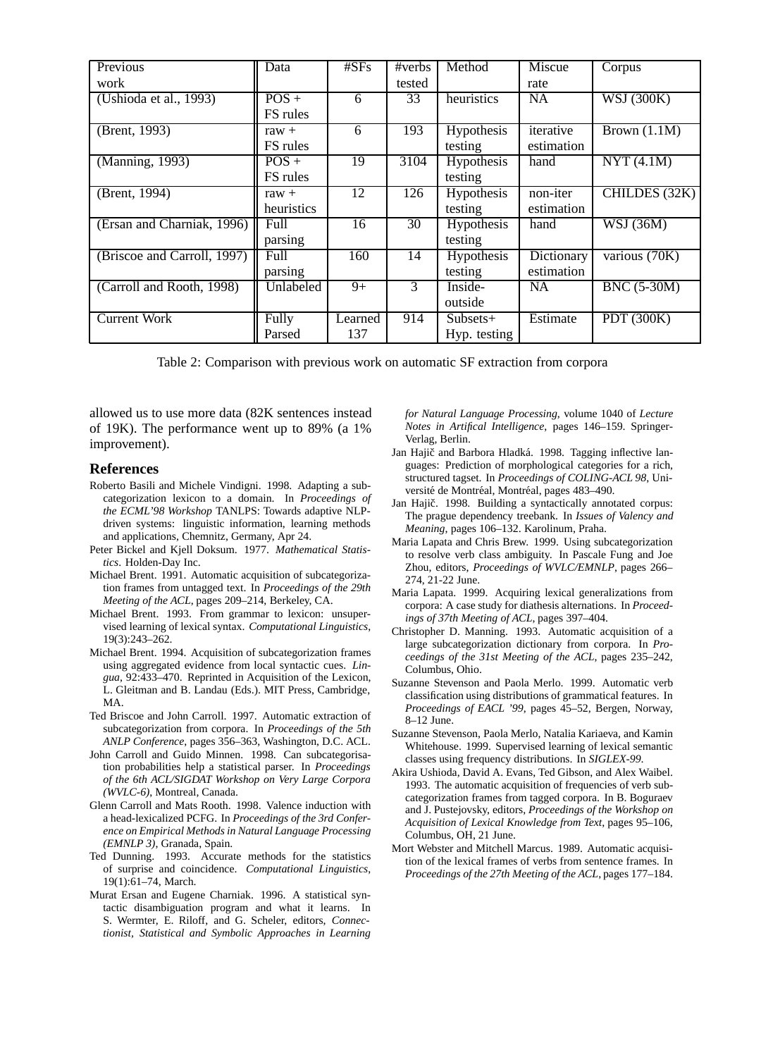| Previous work | Data | #SFs | #verbs tested | Method | Miscue rate | Corpus |
|---|---|---|---|---|---|---|
| (Ushioda et al., 1993) | POS + FS rules | 6 | 33 | heuristics | NA | WSJ (300K) |
| (Brent, 1993) | raw + FS rules | 6 | 193 | Hypothesis testing | iterative estimation | Brown (1.1M) |
| (Manning, 1993) | POS + FS rules | 19 | 3104 | Hypothesis testing | hand | NYT (4.1M) |
| (Brent, 1994) | raw + heuristics | 12 | 126 | Hypothesis testing | non-iter estimation | CHILDES (32K) |
| (Ersan and Charniak, 1996) | Full parsing | 16 | 30 | Hypothesis testing | hand | WSJ (36M) |
| (Briscoe and Carroll, 1997) | Full parsing | 160 | 14 | Hypothesis testing | Dictionary estimation | various (70K) |
| (Carroll and Rooth, 1998) | Unlabeled | 9+ | 3 | Inside-outside | NA | BNC (5-30M) |
| Current Work | Fully Parsed | Learned 137 | 914 | Subsets+ Hyp. testing | Estimate | PDT (300K) |

Table 2: Comparison with previous work on automatic SF extraction from corpora

allowed us to use more data (82K sentences instead of 19K). The performance went up to 89% (a 1% improvement).

## References

Roberto Basili and Michele Vindigni. 1998. Adapting a subcategorization lexicon to a domain. In *Proceedings of the ECML'98 Workshop* TANLPS: Towards adaptive NLP-driven systems: linguistic information, learning methods and applications, Chemnitz, Germany, Apr 24.

Peter Bickel and Kjell Doksum. 1977. *Mathematical Statistics*. Holden-Day Inc.

Michael Brent. 1991. Automatic acquisition of subcategorization frames from untagged text. In *Proceedings of the 29th Meeting of the ACL*, pages 209–214, Berkeley, CA.

Michael Brent. 1993. From grammar to lexicon: unsupervised learning of lexical syntax. *Computational Linguistics*, 19(3):243–262.

Michael Brent. 1994. Acquisition of subcategorization frames using aggregated evidence from local syntactic cues. *Lingua*, 92:433–470. Reprinted in Acquisition of the Lexicon, L. Gleitman and B. Landau (Eds.). MIT Press, Cambridge, MA.

Ted Briscoe and John Carroll. 1997. Automatic extraction of subcategorization from corpora. In *Proceedings of the 5th ANLP Conference*, pages 356–363, Washington, D.C. ACL.

John Carroll and Guido Minnen. 1998. Can subcategorisation probabilities help a statistical parser. In *Proceedings of the 6th ACL/SIGDAT Workshop on Very Large Corpora (WVLC-6)*, Montreal, Canada.

Glenn Carroll and Mats Rooth. 1998. Valence induction with a head-lexicalized PCFG. In *Proceedings of the 3rd Conference on Empirical Methods in Natural Language Processing (EMNLP 3)*, Granada, Spain.

Ted Dunning. 1993. Accurate methods for the statistics of surprise and coincidence. *Computational Linguistics*, 19(1):61–74, March.

Murat Ersan and Eugene Charniak. 1996. A statistical syntactic disambiguation program and what it learns. In S. Wermter, E. Riloff, and G. Scheler, editors, *Connectionist, Statistical and Symbolic Approaches in Learning for Natural Language Processing*, volume 1040 of *Lecture Notes in Artifical Intelligence*, pages 146–159. Springer-Verlag, Berlin.

Jan Hajič and Barbora Hladká. 1998. Tagging inflective languages: Prediction of morphological categories for a rich, structured tagset. In *Proceedings of COLING-ACL 98*, Université de Montréal, Montréal, pages 483–490.

Jan Hajič. 1998. Building a syntactically annotated corpus: The prague dependency treebank. In *Issues of Valency and Meaning*, pages 106–132. Karolinum, Praha.

Maria Lapata and Chris Brew. 1999. Using subcategorization to resolve verb class ambiguity. In Pascale Fung and Joe Zhou, editors, *Proceedings of WVLC/EMNLP*, pages 266–274, 21-22 June.

Maria Lapata. 1999. Acquiring lexical generalizations from corpora: A case study for diathesis alternations. In *Proceedings of 37th Meeting of ACL*, pages 397–404.

Christopher D. Manning. 1993. Automatic acquisition of a large subcategorization dictionary from corpora. In *Proceedings of the 31st Meeting of the ACL*, pages 235–242, Columbus, Ohio.

Suzanne Stevenson and Paola Merlo. 1999. Automatic verb classification using distributions of grammatical features. In *Proceedings of EACL '99*, pages 45–52, Bergen, Norway, 8–12 June.

Suzanne Stevenson, Paola Merlo, Natalia Kariaeva, and Kamin Whitehouse. 1999. Supervised learning of lexical semantic classes using frequency distributions. In *SIGLEX-99*.

Akira Ushioda, David A. Evans, Ted Gibson, and Alex Waibel. 1993. The automatic acquisition of frequencies of verb subcategorization frames from tagged corpora. In B. Boguraev and J. Pustejovsky, editors, *Proceedings of the Workshop on Acquisition of Lexical Knowledge from Text*, pages 95–106, Columbus, OH, 21 June.

Mort Webster and Mitchell Marcus. 1989. Automatic acquisition of the lexical frames of verbs from sentence frames. In *Proceedings of the 27th Meeting of the ACL*, pages 177–184.